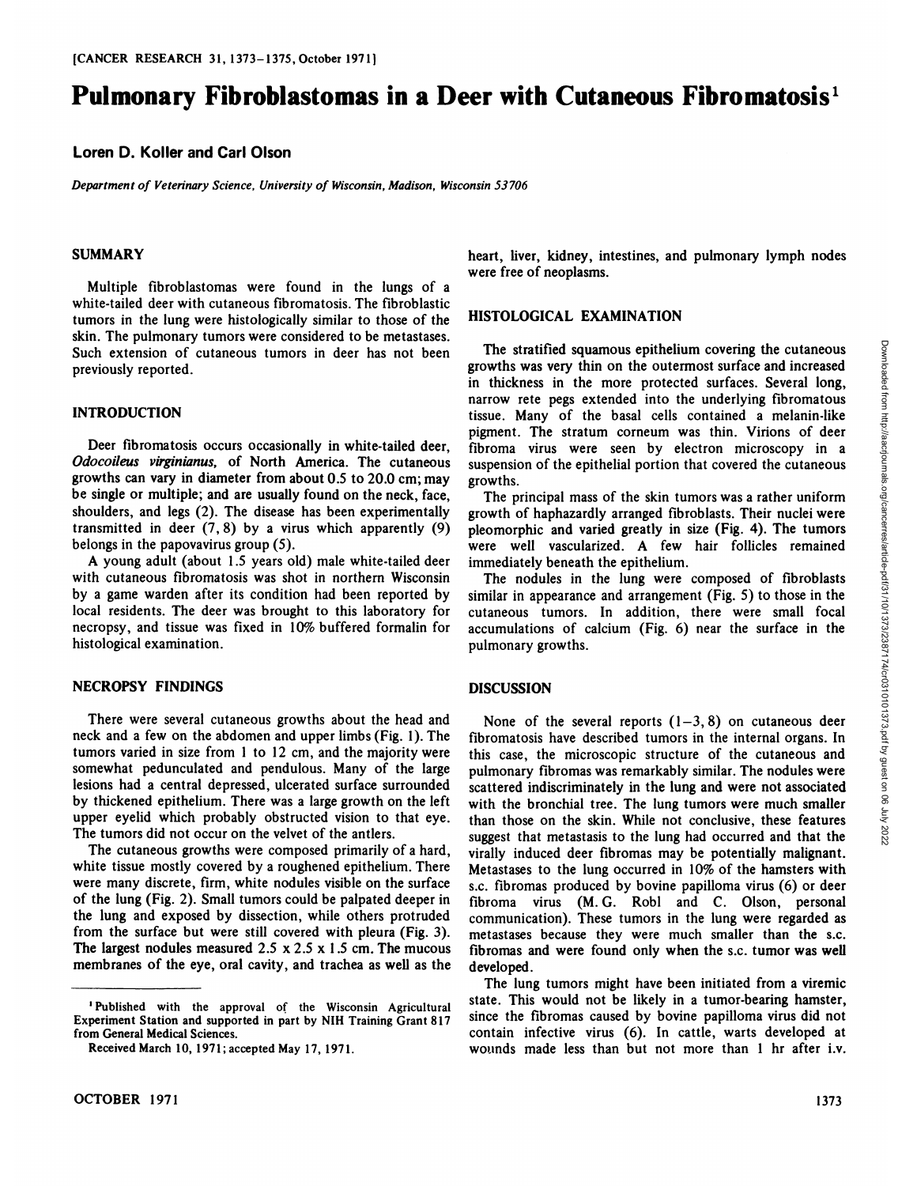# Pulmonary Fibroblastomas in a Deer with Cutaneous Fibromatosis[1]

**Loren D. Koller and Carl Olson**

*Department of Veterinary Science, University of Wisconsin, Madison, Wisconsin 53706*

## SUMMARY

Multiple fibroblastomas were found in the lungs of a white-tailed deer with cutaneous fibromatosis. The fibroblastic tumors in the lung were histologically similar to those of the skin. The pulmonary tumors were considered to be metastases. Such extension of cutaneous tumors in deer has not been previously reported.

## INTRODUCTION

Deer fibromatosis occurs occasionally in white-tailed deer, *Odocoileus virginianus*, of North America. The cutaneous growths can vary in diameter from about 0.5 to 20.0 cm; may be single or multiple; and are usually found on the neck, face, shoulders, and legs (2). The disease has been experimentally transmitted in deer (7, 8) by a virus which apparently (9) belongs in the papovavirus group (5).

A young adult (about 1.5 years old) male white-tailed deer with cutaneous fibromatosis was shot in northern Wisconsin by a game warden after its condition had been reported by local residents. The deer was brought to this laboratory for necropsy, and tissue was fixed in 10% buffered formalin for histological examination.

## NECROPSY FINDINGS

There were several cutaneous growths about the head and neck and a few on the abdomen and upper limbs (Fig. 1). The tumors varied in size from 1 to 12 cm, and the majority were somewhat pedunculated and pendulous. Many of the large lesions had a central depressed, ulcerated surface surrounded by thickened epithelium. There was a large growth on the left upper eyelid which probably obstructed vision to that eye. The tumors did not occur on the velvet of the antlers.

The cutaneous growths were composed primarily of a hard, white tissue mostly covered by a roughened epithelium. There were many discrete, firm, white nodules visible on the surface of the lung (Fig. 2). Small tumors could be palpated deeper in the lung and exposed by dissection, while others protruded from the surface but were still covered with pleura (Fig. 3). The largest nodules measured 2.5 x 2.5 x 1.5 cm. The mucous membranes of the eye, oral cavity, and trachea as well as the heart, liver, kidney, intestines, and pulmonary lymph nodes were free of neoplasms.

## HISTOLOGICAL EXAMINATION

The stratified squamous epithelium covering the cutaneous growths was very thin on the outermost surface and increased in thickness in the more protected surfaces. Several long, narrow rete pegs extended into the underlying fibromatous tissue. Many of the basal cells contained a melanin-like pigment. The stratum corneum was thin. Virions of deer fibroma virus were seen by electron microscopy in a suspension of the epithelial portion that covered the cutaneous growths.

The principal mass of the skin tumors was a rather uniform growth of haphazardly arranged fibroblasts. Their nuclei were pleomorphic and varied greatly in size (Fig. 4). The tumors were well vascularized. A few hair follicles remained immediately beneath the epithelium.

The nodules in the lung were composed of fibroblasts similar in appearance and arrangement (Fig. 5) to those in the cutaneous tumors. In addition, there were small focal accumulations of calcium (Fig. 6) near the surface in the pulmonary growths.

## DISCUSSION

None of the several reports (1–3, 8) on cutaneous deer fibromatosis have described tumors in the internal organs. In this case, the microscopic structure of the cutaneous and pulmonary fibromas was remarkably similar. The nodules were scattered indiscriminately in the lung and were not associated with the bronchial tree. The lung tumors were much smaller than those on the skin. While not conclusive, these features suggest that metastasis to the lung had occurred and that the virally induced deer fibromas may be potentially malignant. Metastases to the lung occurred in 10% of the hamsters with s.c. fibromas produced by bovine papilloma virus (6) or deer fibroma virus (M. G. Robl and C. Olson, personal communication). These tumors in the lung were regarded as metastases because they were much smaller than the s.c. fibromas and were found only when the s.c. tumor was well developed.

The lung tumors might have been initiated from a viremic state. This would not be likely in a tumor-bearing hamster, since the fibromas caused by bovine papilloma virus did not contain infective virus (6). In cattle, warts developed at wounds made less than but not more than 1 hr after i.v.

[1] Published with the approval of the Wisconsin Agricultural Experiment Station and supported in part by NIH Training Grant 817 from General Medical Sciences.

Received March 10, 1971; accepted May 17, 1971.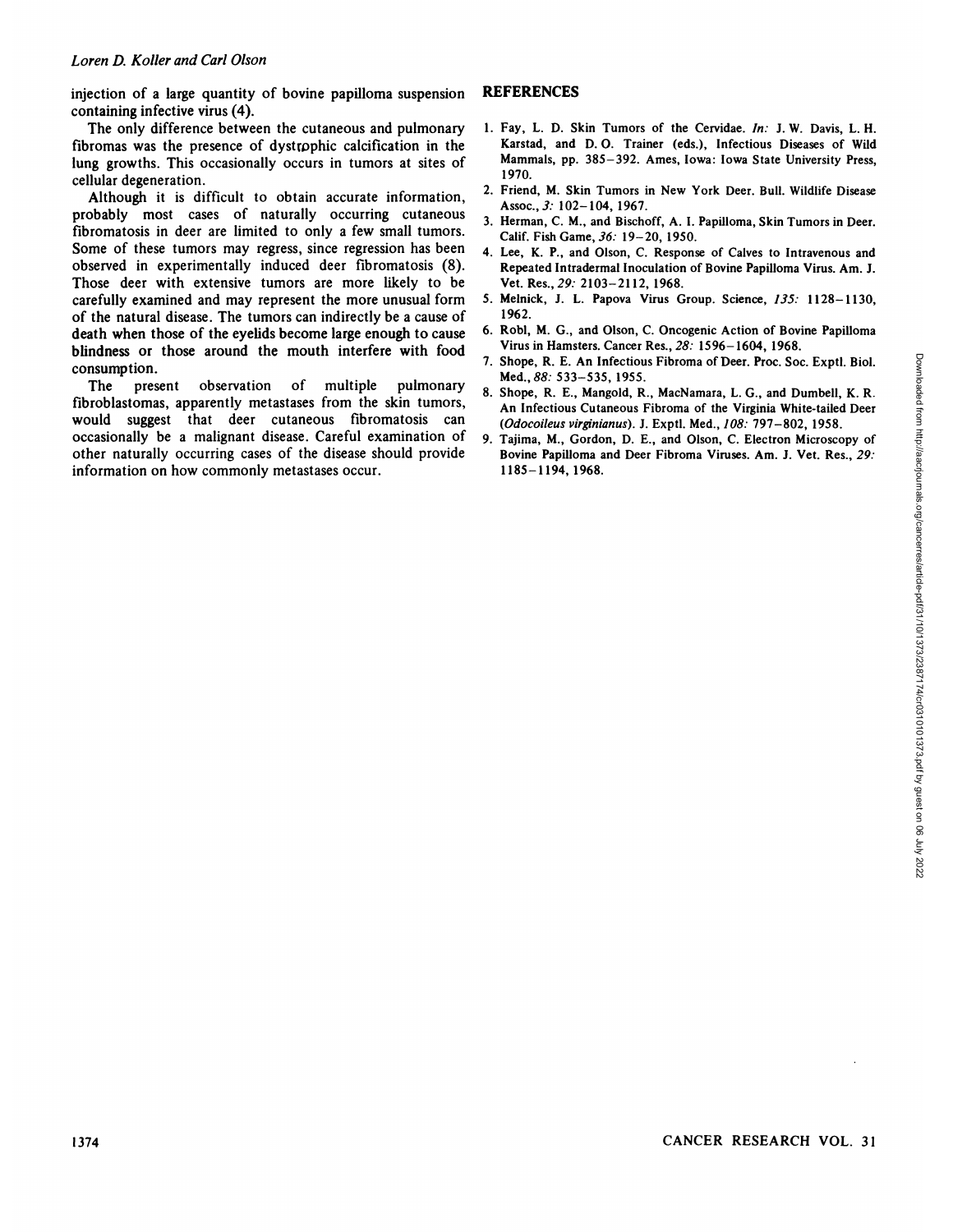injection of a large quantity of bovine papilloma suspension containing infective virus (4).

The only difference between the cutaneous and pulmonary fibromas was the presence of dystrophic calcification in the lung growths. This occasionally occurs in tumors at sites of cellular degeneration.

Although it is difficult to obtain accurate information, probably most cases of naturally occurring cutaneous fibromatosis in deer are limited to only a few small tumors. Some of these tumors may regress, since regression has been observed in experimentally induced deer fibromatosis (8). Those deer with extensive tumors are more likely to be carefully examined and may represent the more unusual form of the natural disease. The tumors can indirectly be a cause of death when those of the eyelids become large enough to cause blindness or those around the mouth interfere with food consumption.

The present observation of multiple pulmonary fibroblastomas, apparently metastases from the skin tumors, would suggest that deer cutaneous fibromatosis can occasionally be a malignant disease. Careful examination of other naturally occurring cases of the disease should provide information on how commonly metastases occur.

## REFERENCES

1. Fay, L. D. Skin Tumors of the Cervidae. *In:* J. W. Davis, L. H. Karstad, and D. O. Trainer (eds.), Infectious Diseases of Wild Mammals, pp. 385–392. Ames, Iowa: Iowa State University Press, 1970.
2. Friend, M. Skin Tumors in New York Deer. Bull. Wildlife Disease Assoc., *3:* 102–104, 1967.
3. Herman, C. M., and Bischoff, A. I. Papilloma, Skin Tumors in Deer. Calif. Fish Game, *36:* 19–20, 1950.
4. Lee, K. P., and Olson, C. Response of Calves to Intravenous and Repeated Intradermal Inoculation of Bovine Papilloma Virus. Am. J. Vet. Res., *29:* 2103–2112, 1968.
5. Melnick, J. L. Papova Virus Group. Science, *135:* 1128–1130, 1962.
6. Robl, M. G., and Olson, C. Oncogenic Action of Bovine Papilloma Virus in Hamsters. Cancer Res., *28:* 1596–1604, 1968.
7. Shope, R. E. An Infectious Fibroma of Deer. Proc. Soc. Exptl. Biol. Med., *88:* 533–535, 1955.
8. Shope, R. E., Mangold, R., MacNamara, L. G., and Dumbell, K. R. An Infectious Cutaneous Fibroma of the Virginia White-tailed Deer (*Odocoileus virginianus*). J. Exptl. Med., *108:* 797–802, 1958.
9. Tajima, M., Gordon, D. E., and Olson, C. Electron Microscopy of Bovine Papilloma and Deer Fibroma Viruses. Am. J. Vet. Res., *29:* 1185–1194, 1968.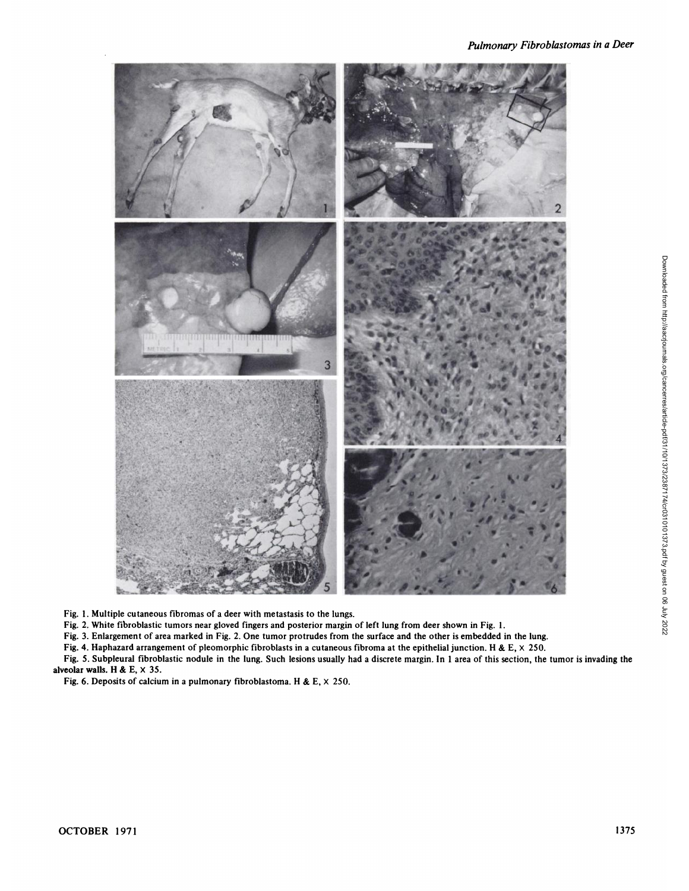Fig. 1. Multiple cutaneous fibromas of a deer with metastasis to the lungs.

Fig. 2. White fibroblastic tumors near gloved fingers and posterior margin of left lung from deer shown in Fig. 1.

Fig. 3. Enlargement of area marked in Fig. 2. One tumor protrudes from the surface and the other is embedded in the lung.

Fig. 4. Haphazard arrangement of pleomorphic fibroblasts in a cutaneous fibroma at the epithelial junction. H & E, × 250.

Fig. 5. Subpleural fibroblastic nodule in the lung. Such lesions usually had a discrete margin. In 1 area of this section, the tumor is invading the alveolar walls. H & E, × 35.

Fig. 6. Deposits of calcium in a pulmonary fibroblastoma. H & E, × 250.